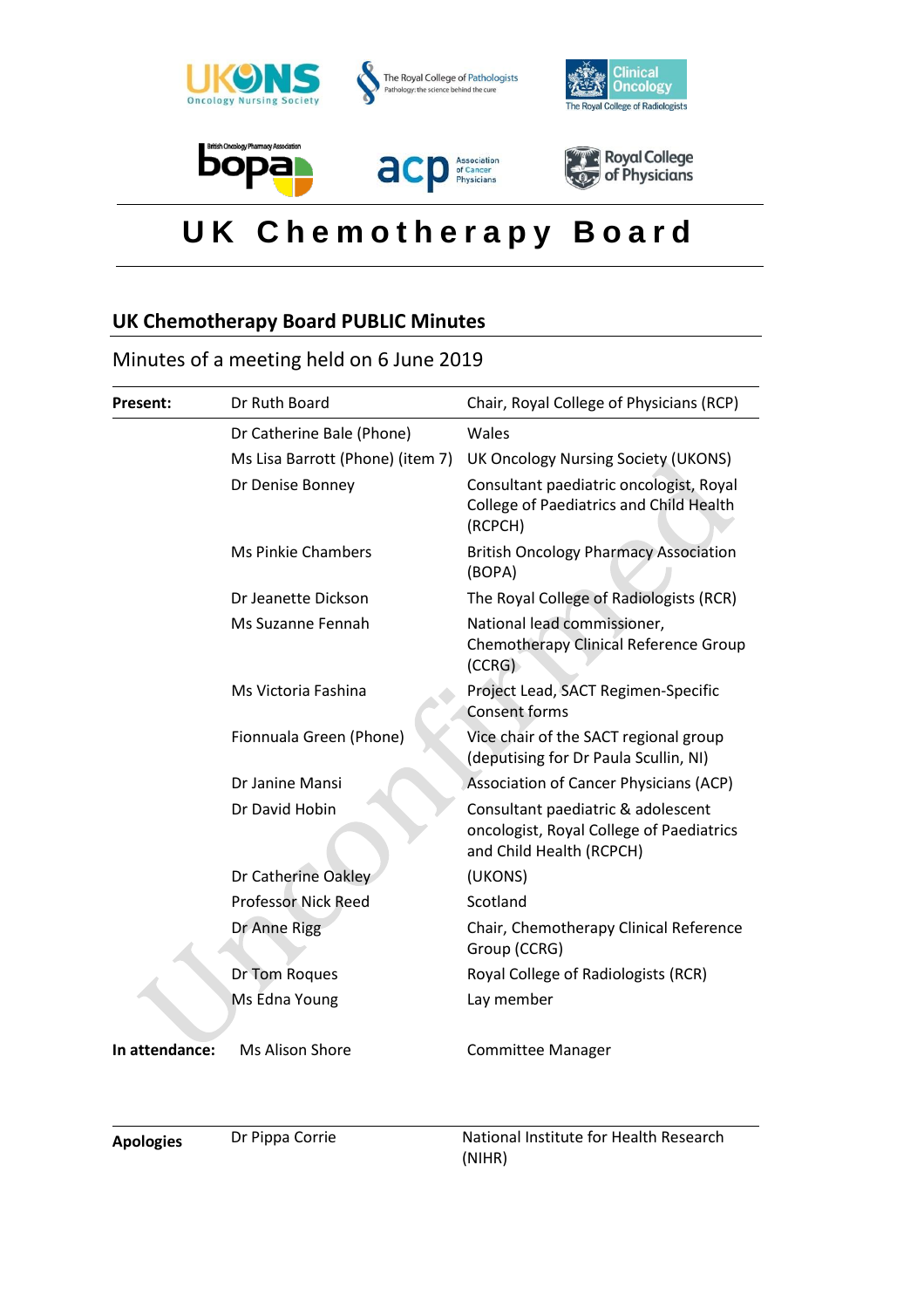# UK Chemotherapy Board

## UK Chemotherapy Board PUBLIC Minutes

Minutes of a meeting held on 6 June 2019

| | | |
|---|---|---|
| **Present:** | Dr Ruth Board | Chair, Royal College of Physicians (RCP) |
| | Dr Catherine Bale (Phone) | Wales |
| | Ms Lisa Barrott (Phone) (item 7) | UK Oncology Nursing Society (UKONS) |
| | Dr Denise Bonney | Consultant paediatric oncologist, Royal College of Paediatrics and Child Health (RCPCH) |
| | Ms Pinkie Chambers | British Oncology Pharmacy Association (BOPA) |
| | Dr Jeanette Dickson | The Royal College of Radiologists (RCR) |
| | Ms Suzanne Fennah | National lead commissioner, Chemotherapy Clinical Reference Group (CCRG) |
| | Ms Victoria Fashina | Project Lead, SACT Regimen-Specific Consent forms |
| | Fionnuala Green (Phone) | Vice chair of the SACT regional group (deputising for Dr Paula Scullin, NI) |
| | Dr Janine Mansi | Association of Cancer Physicians (ACP) |
| | Dr David Hobin | Consultant paediatric & adolescent oncologist, Royal College of Paediatrics and Child Health (RCPCH) |
| | Dr Catherine Oakley | (UKONS) |
| | Professor Nick Reed | Scotland |
| | Dr Anne Rigg | Chair, Chemotherapy Clinical Reference Group (CCRG) |
| | Dr Tom Roques | Royal College of Radiologists (RCR) |
| | Ms Edna Young | Lay member |
| **In attendance:** | Ms Alison Shore | Committee Manager |
| **Apologies** | Dr Pippa Corrie | National Institute for Health Research (NIHR) |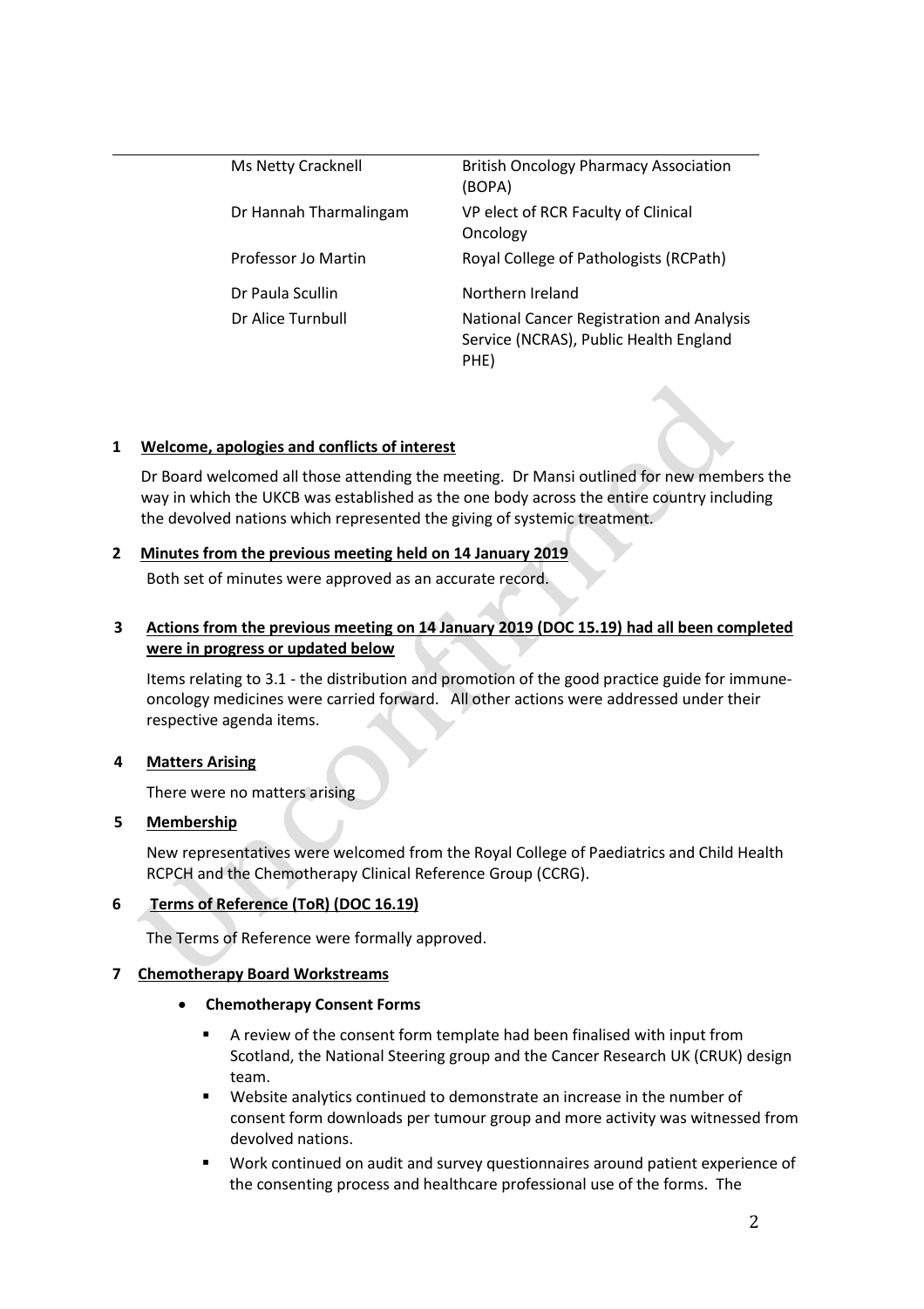| | |
|---|---|
| Ms Netty Cracknell | British Oncology Pharmacy Association (BOPA) |
| Dr Hannah Tharmalingam | VP elect of RCR Faculty of Clinical Oncology |
| Professor Jo Martin | Royal College of Pathologists (RCPath) |
| Dr Paula Scullin | Northern Ireland |
| Dr Alice Turnbull | National Cancer Registration and Analysis Service (NCRAS), Public Health England PHE) |

**1 Welcome, apologies and conflicts of interest**

Dr Board welcomed all those attending the meeting. Dr Mansi outlined for new members the way in which the UKCB was established as the one body across the entire country including the devolved nations which represented the giving of systemic treatment.

**2 Minutes from the previous meeting held on 14 January 2019**

Both set of minutes were approved as an accurate record.

**3 Actions from the previous meeting on 14 January 2019 (DOC 15.19) had all been completed were in progress or updated below**

Items relating to 3.1 - the distribution and promotion of the good practice guide for immune-oncology medicines were carried forward. All other actions were addressed under their respective agenda items.

**4 Matters Arising**

There were no matters arising

**5 Membership**

New representatives were welcomed from the Royal College of Paediatrics and Child Health RCPCH and the Chemotherapy Clinical Reference Group (CCRG).

**6 Terms of Reference (ToR) (DOC 16.19)**

The Terms of Reference were formally approved.

**7 Chemotherapy Board Workstreams**

- **Chemotherapy Consent Forms**
  - A review of the consent form template had been finalised with input from Scotland, the National Steering group and the Cancer Research UK (CRUK) design team.
  - Website analytics continued to demonstrate an increase in the number of consent form downloads per tumour group and more activity was witnessed from devolved nations.
  - Work continued on audit and survey questionnaires around patient experience of the consenting process and healthcare professional use of the forms. The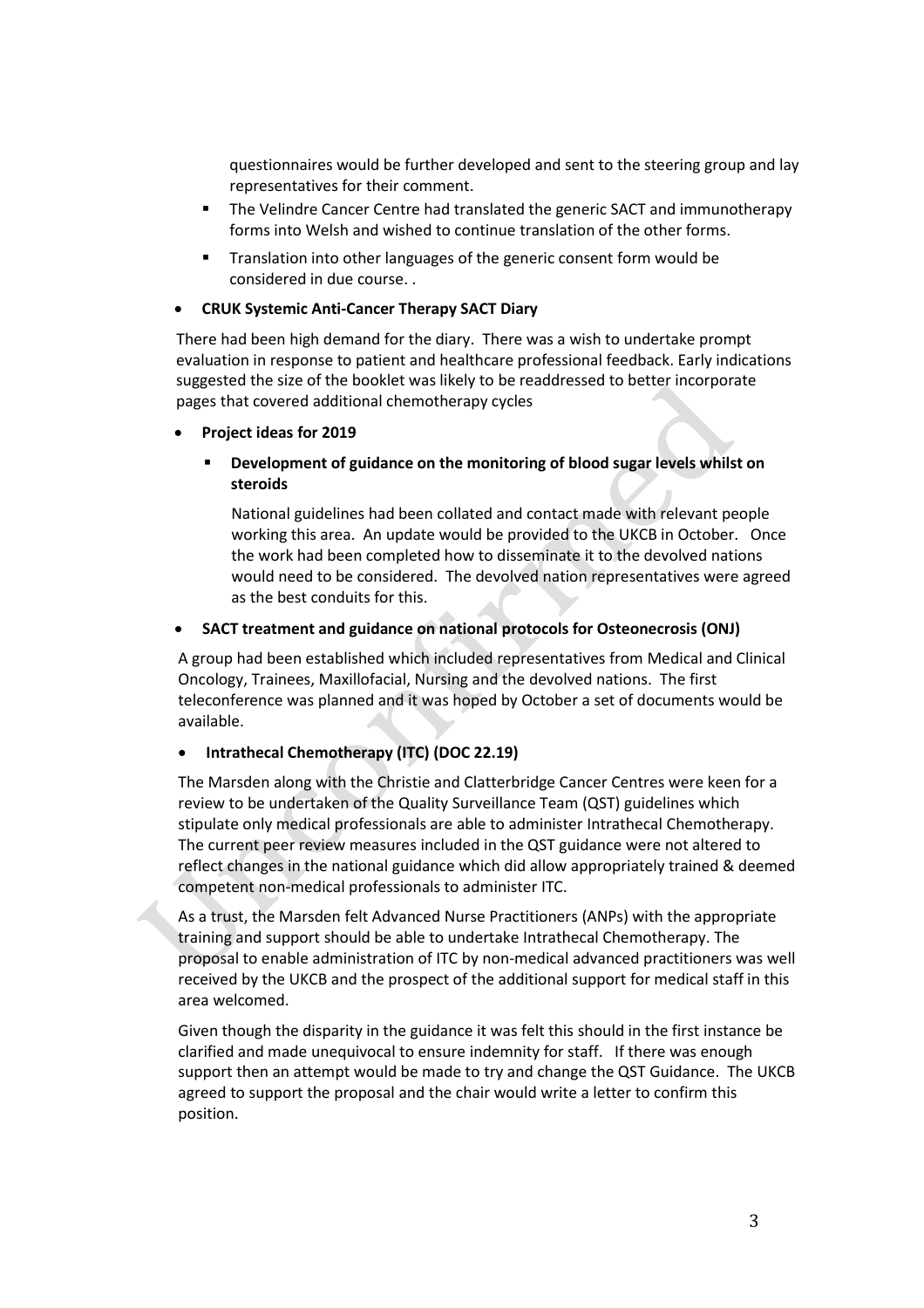questionnaires would be further developed and sent to the steering group and lay representatives for their comment.

- The Velindre Cancer Centre had translated the generic SACT and immunotherapy forms into Welsh and wished to continue translation of the other forms.
- Translation into other languages of the generic consent form would be considered in due course. .

- **CRUK Systemic Anti-Cancer Therapy SACT Diary**

There had been high demand for the diary. There was a wish to undertake prompt evaluation in response to patient and healthcare professional feedback. Early indications suggested the size of the booklet was likely to be readdressed to better incorporate pages that covered additional chemotherapy cycles

- **Project ideas for 2019**
  - **Development of guidance on the monitoring of blood sugar levels whilst on steroids**

    National guidelines had been collated and contact made with relevant people working this area. An update would be provided to the UKCB in October. Once the work had been completed how to disseminate it to the devolved nations would need to be considered. The devolved nation representatives were agreed as the best conduits for this.

- **SACT treatment and guidance on national protocols for Osteonecrosis (ONJ)**

A group had been established which included representatives from Medical and Clinical Oncology, Trainees, Maxillofacial, Nursing and the devolved nations. The first teleconference was planned and it was hoped by October a set of documents would be available.

- **Intrathecal Chemotherapy (ITC) (DOC 22.19)**

The Marsden along with the Christie and Clatterbridge Cancer Centres were keen for a review to be undertaken of the Quality Surveillance Team (QST) guidelines which stipulate only medical professionals are able to administer Intrathecal Chemotherapy. The current peer review measures included in the QST guidance were not altered to reflect changes in the national guidance which did allow appropriately trained & deemed competent non-medical professionals to administer ITC.

As a trust, the Marsden felt Advanced Nurse Practitioners (ANPs) with the appropriate training and support should be able to undertake Intrathecal Chemotherapy. The proposal to enable administration of ITC by non-medical advanced practitioners was well received by the UKCB and the prospect of the additional support for medical staff in this area welcomed.

Given though the disparity in the guidance it was felt this should in the first instance be clarified and made unequivocal to ensure indemnity for staff. If there was enough support then an attempt would be made to try and change the QST Guidance. The UKCB agreed to support the proposal and the chair would write a letter to confirm this position.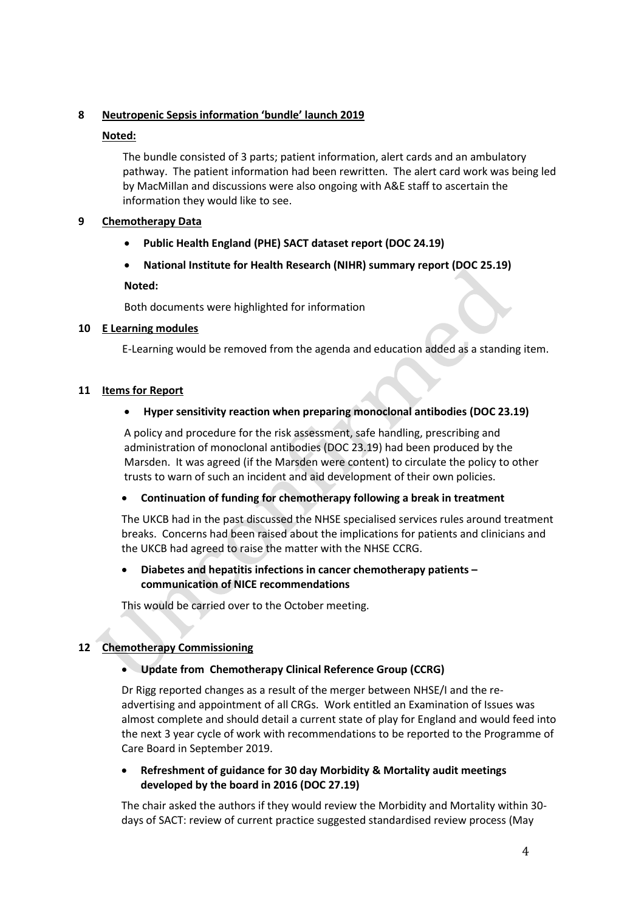## 8 Neutropenic Sepsis information 'bundle' launch 2019

**Noted:**

The bundle consisted of 3 parts; patient information, alert cards and an ambulatory pathway. The patient information had been rewritten. The alert card work was being led by MacMillan and discussions were also ongoing with A&E staff to ascertain the information they would like to see.

## 9 Chemotherapy Data

- **Public Health England (PHE) SACT dataset report (DOC 24.19)**
- **National Institute for Health Research (NIHR) summary report (DOC 25.19)**

**Noted:**

Both documents were highlighted for information

## 10 E Learning modules

E-Learning would be removed from the agenda and education added as a standing item.

## 11 Items for Report

- **Hyper sensitivity reaction when preparing monoclonal antibodies (DOC 23.19)**

A policy and procedure for the risk assessment, safe handling, prescribing and administration of monoclonal antibodies (DOC 23.19) had been produced by the Marsden. It was agreed (if the Marsden were content) to circulate the policy to other trusts to warn of such an incident and aid development of their own policies.

- **Continuation of funding for chemotherapy following a break in treatment**

The UKCB had in the past discussed the NHSE specialised services rules around treatment breaks. Concerns had been raised about the implications for patients and clinicians and the UKCB had agreed to raise the matter with the NHSE CCRG.

- **Diabetes and hepatitis infections in cancer chemotherapy patients – communication of NICE recommendations**

This would be carried over to the October meeting.

## 12 Chemotherapy Commissioning

- **Update from Chemotherapy Clinical Reference Group (CCRG)**

Dr Rigg reported changes as a result of the merger between NHSE/I and the re-advertising and appointment of all CRGs. Work entitled an Examination of Issues was almost complete and should detail a current state of play for England and would feed into the next 3 year cycle of work with recommendations to be reported to the Programme of Care Board in September 2019.

- **Refreshment of guidance for 30 day Morbidity & Mortality audit meetings developed by the board in 2016 (DOC 27.19)**

The chair asked the authors if they would review the Morbidity and Mortality within 30-days of SACT: review of current practice suggested standardised review process (May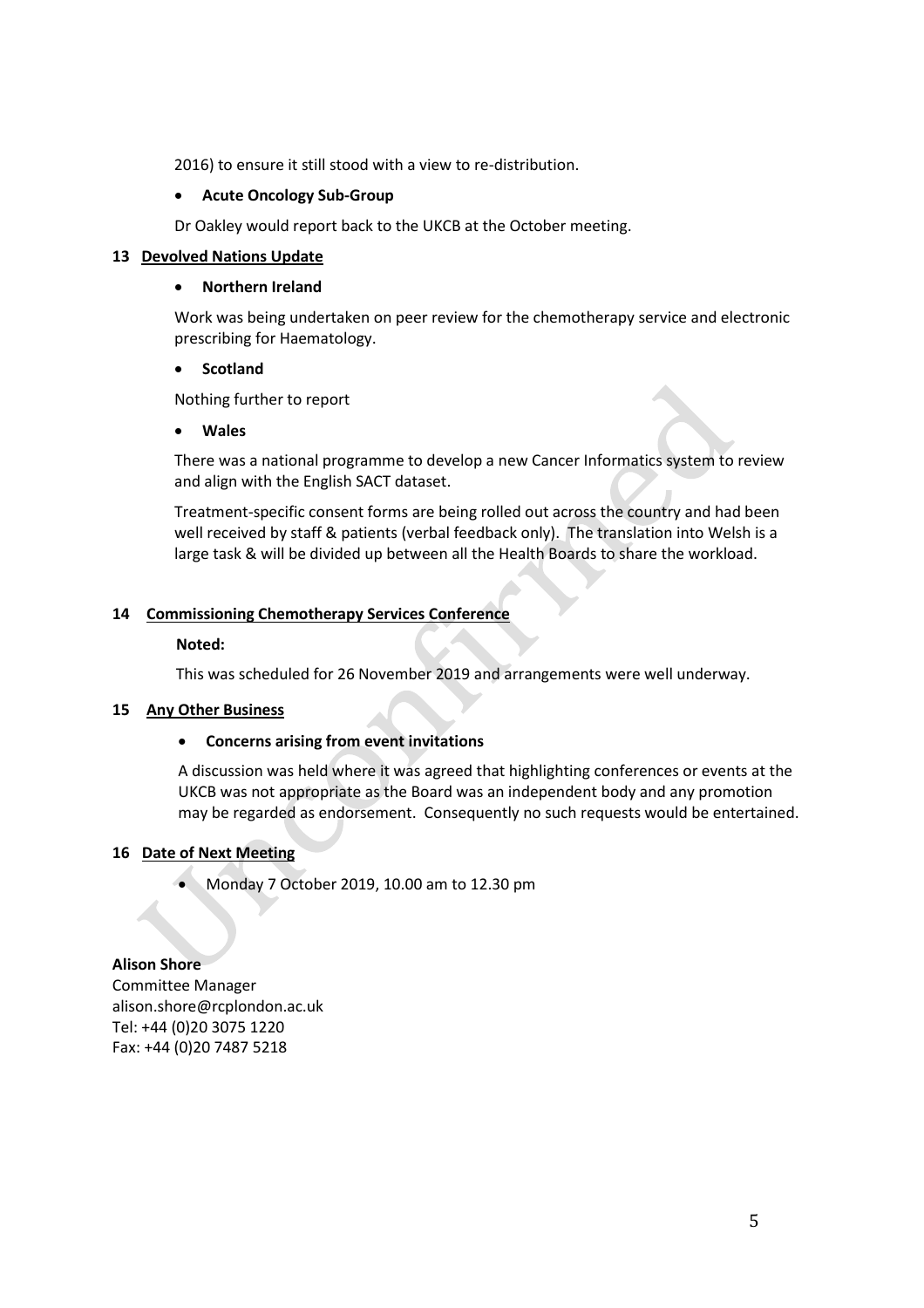2016) to ensure it still stood with a view to re-distribution.

- **Acute Oncology Sub-Group**

Dr Oakley would report back to the UKCB at the October meeting.

**13 Devolved Nations Update**

- **Northern Ireland**

Work was being undertaken on peer review for the chemotherapy service and electronic prescribing for Haematology.

- **Scotland**

Nothing further to report

- **Wales**

There was a national programme to develop a new Cancer Informatics system to review and align with the English SACT dataset.

Treatment-specific consent forms are being rolled out across the country and had been well received by staff & patients (verbal feedback only). The translation into Welsh is a large task & will be divided up between all the Health Boards to share the workload.

**14 Commissioning Chemotherapy Services Conference**

**Noted:**

This was scheduled for 26 November 2019 and arrangements were well underway.

**15 Any Other Business**

- **Concerns arising from event invitations**

A discussion was held where it was agreed that highlighting conferences or events at the UKCB was not appropriate as the Board was an independent body and any promotion may be regarded as endorsement. Consequently no such requests would be entertained.

**16 Date of Next Meeting**

- Monday 7 October 2019, 10.00 am to 12.30 pm

**Alison Shore**
Committee Manager
alison.shore@rcplondon.ac.uk
Tel: +44 (0)20 3075 1220
Fax: +44 (0)20 7487 5218